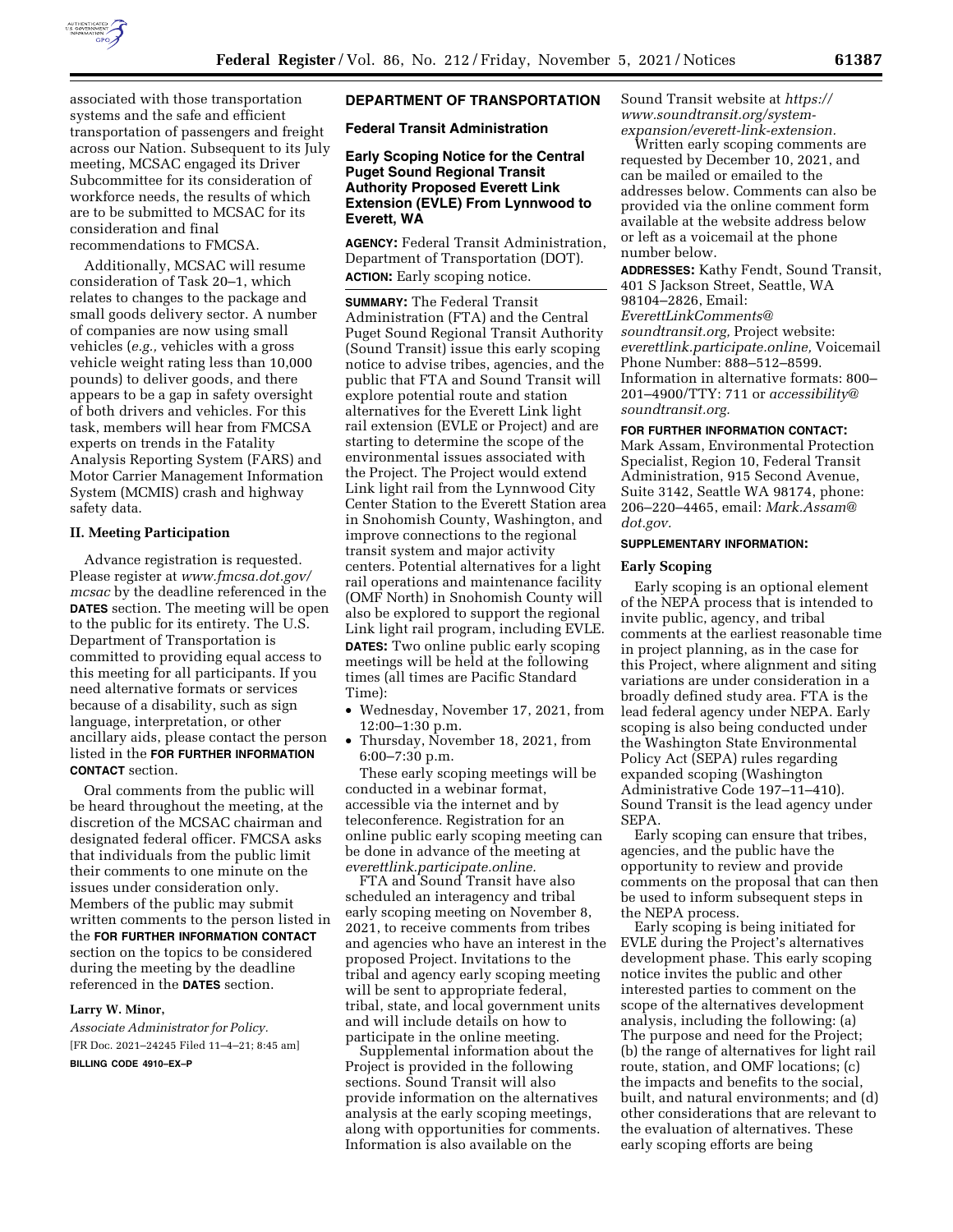associated with those transportation systems and the safe and efficient transportation of passengers and freight across our Nation. Subsequent to its July meeting, MCSAC engaged its Driver Subcommittee for its consideration of workforce needs, the results of which are to be submitted to MCSAC for its consideration and final recommendations to FMCSA.

Additionally, MCSAC will resume consideration of Task 20–1, which relates to changes to the package and small goods delivery sector. A number of companies are now using small vehicles (*e.g.,* vehicles with a gross vehicle weight rating less than 10,000 pounds) to deliver goods, and there appears to be a gap in safety oversight of both drivers and vehicles. For this task, members will hear from FMCSA experts on trends in the Fatality Analysis Reporting System (FARS) and Motor Carrier Management Information System (MCMIS) crash and highway safety data.

## II. Meeting Participation

Advance registration is requested. Please register at *www.fmcsa.dot.gov/mcsac* by the deadline referenced in the **DATES** section. The meeting will be open to the public for its entirety. The U.S. Department of Transportation is committed to providing equal access to this meeting for all participants. If you need alternative formats or services because of a disability, such as sign language, interpretation, or other ancillary aids, please contact the person listed in the **FOR FURTHER INFORMATION CONTACT** section.

Oral comments from the public will be heard throughout the meeting, at the discretion of the MCSAC chairman and designated federal officer. FMCSA asks that individuals from the public limit their comments to one minute on the issues under consideration only. Members of the public may submit written comments to the person listed in the **FOR FURTHER INFORMATION CONTACT** section on the topics to be considered during the meeting by the deadline referenced in the **DATES** section.

**Larry W. Minor,**

*Associate Administrator for Policy.*

[FR Doc. 2021–24245 Filed 11–4–21; 8:45 am]

**BILLING CODE 4910–EX–P**

# DEPARTMENT OF TRANSPORTATION

## Federal Transit Administration

### Early Scoping Notice for the Central Puget Sound Regional Transit Authority Proposed Everett Link Extension (EVLE) From Lynnwood to Everett, WA

**AGENCY:** Federal Transit Administration, Department of Transportation (DOT).

**ACTION:** Early scoping notice.

**SUMMARY:** The Federal Transit Administration (FTA) and the Central Puget Sound Regional Transit Authority (Sound Transit) issue this early scoping notice to advise tribes, agencies, and the public that FTA and Sound Transit will explore potential route and station alternatives for the Everett Link light rail extension (EVLE or Project) and are starting to determine the scope of the environmental issues associated with the Project. The Project would extend Link light rail from the Lynnwood City Center Station to the Everett Station area in Snohomish County, Washington, and improve connections to the regional transit system and major activity centers. Potential alternatives for a light rail operations and maintenance facility (OMF North) in Snohomish County will also be explored to support the regional Link light rail program, including EVLE.

**DATES:** Two online public early scoping meetings will be held at the following times (all times are Pacific Standard Time):

- Wednesday, November 17, 2021, from 12:00–1:30 p.m.
- Thursday, November 18, 2021, from 6:00–7:30 p.m.

These early scoping meetings will be conducted in a webinar format, accessible via the internet and by teleconference. Registration for an online public early scoping meeting can be done in advance of the meeting at *everettlink.participate.online.*

FTA and Sound Transit have also scheduled an interagency and tribal early scoping meeting on November 8, 2021, to receive comments from tribes and agencies who have an interest in the proposed Project. Invitations to the tribal and agency early scoping meeting will be sent to appropriate federal, tribal, state, and local government units and will include details on how to participate in the online meeting.

Supplemental information about the Project is provided in the following sections. Sound Transit will also provide information on the alternatives analysis at the early scoping meetings, along with opportunities for comments. Information is also available on the Sound Transit website at *https://www.soundtransit.org/system-expansion/everett-link-extension.*

Written early scoping comments are requested by December 10, 2021, and can be mailed or emailed to the addresses below. Comments can also be provided via the online comment form available at the website address below or left as a voicemail at the phone number below.

**ADDRESSES:** Kathy Fendt, Sound Transit, 401 S Jackson Street, Seattle, WA 98104–2826, Email: *EverettLinkComments@soundtransit.org,* Project website: *everettlink.participate.online,* Voicemail Phone Number: 888–512–8599. Information in alternative formats: 800–201–4900/TTY: 711 or *accessibility@soundtransit.org.*

**FOR FURTHER INFORMATION CONTACT:** Mark Assam, Environmental Protection Specialist, Region 10, Federal Transit Administration, 915 Second Avenue, Suite 3142, Seattle WA 98174, phone: 206–220–4465, email: *Mark.Assam@dot.gov.*

**SUPPLEMENTARY INFORMATION:**

#### Early Scoping

Early scoping is an optional element of the NEPA process that is intended to invite public, agency, and tribal comments at the earliest reasonable time in project planning, as in the case for this Project, where alignment and siting variations are under consideration in a broadly defined study area. FTA is the lead federal agency under NEPA. Early scoping is also being conducted under the Washington State Environmental Policy Act (SEPA) rules regarding expanded scoping (Washington Administrative Code 197–11–410). Sound Transit is the lead agency under SEPA.

Early scoping can ensure that tribes, agencies, and the public have the opportunity to review and provide comments on the proposal that can then be used to inform subsequent steps in the NEPA process.

Early scoping is being initiated for EVLE during the Project's alternatives development phase. This early scoping notice invites the public and other interested parties to comment on the scope of the alternatives development analysis, including the following: (a) The purpose and need for the Project; (b) the range of alternatives for light rail route, station, and OMF locations; (c) the impacts and benefits to the social, built, and natural environments; and (d) other considerations that are relevant to the evaluation of alternatives. These early scoping efforts are being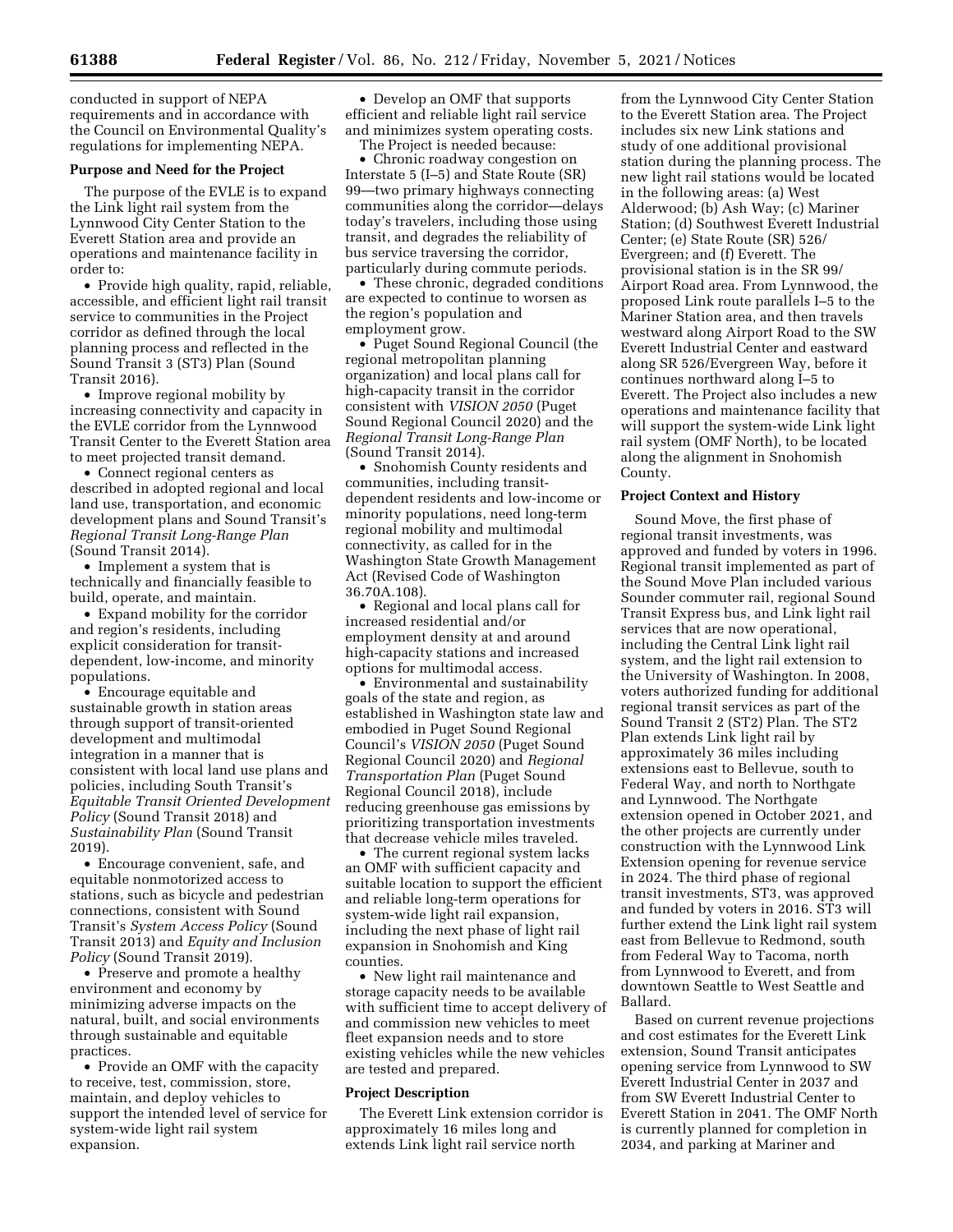conducted in support of NEPA requirements and in accordance with the Council on Environmental Quality's regulations for implementing NEPA.

**Purpose and Need for the Project**

The purpose of the EVLE is to expand the Link light rail system from the Lynnwood City Center Station to the Everett Station area and provide an operations and maintenance facility in order to:

- Provide high quality, rapid, reliable, accessible, and efficient light rail transit service to communities in the Project corridor as defined through the local planning process and reflected in the Sound Transit 3 (ST3) Plan (Sound Transit 2016).
- Improve regional mobility by increasing connectivity and capacity in the EVLE corridor from the Lynnwood Transit Center to the Everett Station area to meet projected transit demand.
- Connect regional centers as described in adopted regional and local land use, transportation, and economic development plans and Sound Transit's *Regional Transit Long-Range Plan* (Sound Transit 2014).
- Implement a system that is technically and financially feasible to build, operate, and maintain.
- Expand mobility for the corridor and region's residents, including explicit consideration for transit-dependent, low-income, and minority populations.
- Encourage equitable and sustainable growth in station areas through support of transit-oriented development and multimodal integration in a manner that is consistent with local land use plans and policies, including South Transit's *Equitable Transit Oriented Development Policy* (Sound Transit 2018) and *Sustainability Plan* (Sound Transit 2019).
- Encourage convenient, safe, and equitable nonmotorized access to stations, such as bicycle and pedestrian connections, consistent with Sound Transit's *System Access Policy* (Sound Transit 2013) and *Equity and Inclusion Policy* (Sound Transit 2019).
- Preserve and promote a healthy environment and economy by minimizing adverse impacts on the natural, built, and social environments through sustainable and equitable practices.
- Provide an OMF with the capacity to receive, test, commission, store, maintain, and deploy vehicles to support the intended level of service for system-wide light rail system expansion.
- Develop an OMF that supports efficient and reliable light rail service and minimizes system operating costs.

The Project is needed because:

- Chronic roadway congestion on Interstate 5 (I–5) and State Route (SR) 99—two primary highways connecting communities along the corridor—delays today's travelers, including those using transit, and degrades the reliability of bus service traversing the corridor, particularly during commute periods.
- These chronic, degraded conditions are expected to continue to worsen as the region's population and employment grow.
- Puget Sound Regional Council (the regional metropolitan planning organization) and local plans call for high-capacity transit in the corridor consistent with *VISION 2050* (Puget Sound Regional Council 2020) and the *Regional Transit Long-Range Plan* (Sound Transit 2014).
- Snohomish County residents and communities, including transit-dependent residents and low-income or minority populations, need long-term regional mobility and multimodal connectivity, as called for in the Washington State Growth Management Act (Revised Code of Washington 36.70A.108).
- Regional and local plans call for increased residential and/or employment density at and around high-capacity stations and increased options for multimodal access.
- Environmental and sustainability goals of the state and region, as established in Washington state law and embodied in Puget Sound Regional Council's *VISION 2050* (Puget Sound Regional Council 2020) and *Regional Transportation Plan* (Puget Sound Regional Council 2018), include reducing greenhouse gas emissions by prioritizing transportation investments that decrease vehicle miles traveled.
- The current regional system lacks an OMF with sufficient capacity and suitable location to support the efficient and reliable long-term operations for system-wide light rail expansion, including the next phase of light rail expansion in Snohomish and King counties.
- New light rail maintenance and storage capacity needs to be available with sufficient time to accept delivery of and commission new vehicles to meet fleet expansion needs and to store existing vehicles while the new vehicles are tested and prepared.

**Project Description**

The Everett Link extension corridor is approximately 16 miles long and extends Link light rail service north from the Lynnwood City Center Station to the Everett Station area. The Project includes six new Link stations and study of one additional provisional station during the planning process. The new light rail stations would be located in the following areas: (a) West Alderwood; (b) Ash Way; (c) Mariner Station; (d) Southwest Everett Industrial Center; (e) State Route (SR) 526/ Evergreen; and (f) Everett. The provisional station is in the SR 99/ Airport Road area. From Lynnwood, the proposed Link route parallels I–5 to the Mariner Station area, and then travels westward along Airport Road to the SW Everett Industrial Center and eastward along SR 526/Evergreen Way, before it continues northward along I–5 to Everett. The Project also includes a new operations and maintenance facility that will support the system-wide Link light rail system (OMF North), to be located along the alignment in Snohomish County.

**Project Context and History**

Sound Move, the first phase of regional transit investments, was approved and funded by voters in 1996. Regional transit implemented as part of the Sound Move Plan included various Sounder commuter rail, regional Sound Transit Express bus, and Link light rail services that are now operational, including the Central Link light rail system, and the light rail extension to the University of Washington. In 2008, voters authorized funding for additional regional transit services as part of the Sound Transit 2 (ST2) Plan. The ST2 Plan extends Link light rail by approximately 36 miles including extensions east to Bellevue, south to Federal Way, and north to Northgate and Lynnwood. The Northgate extension opened in October 2021, and the other projects are currently under construction with the Lynnwood Link Extension opening for revenue service in 2024. The third phase of regional transit investments, ST3, was approved and funded by voters in 2016. ST3 will further extend the Link light rail system east from Bellevue to Redmond, south from Federal Way to Tacoma, north from Lynnwood to Everett, and from downtown Seattle to West Seattle and Ballard.

Based on current revenue projections and cost estimates for the Everett Link extension, Sound Transit anticipates opening service from Lynnwood to SW Everett Industrial Center in 2037 and from SW Everett Industrial Center to Everett Station in 2041. The OMF North is currently planned for completion in 2034, and parking at Mariner and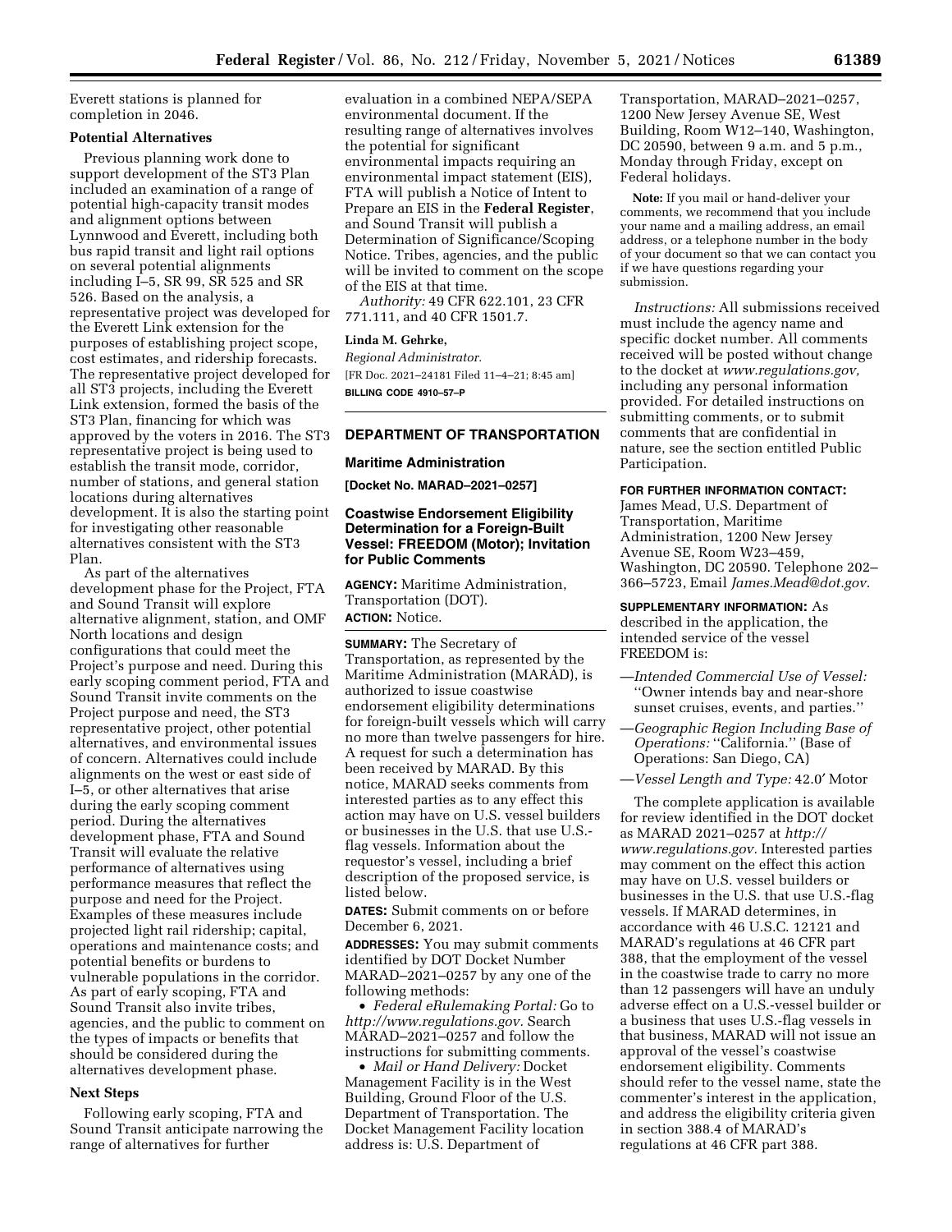Everett stations is planned for completion in 2046.

**Potential Alternatives**

Previous planning work done to support development of the ST3 Plan included an examination of a range of potential high-capacity transit modes and alignment options between Lynnwood and Everett, including both bus rapid transit and light rail options on several potential alignments including I–5, SR 99, SR 525 and SR 526. Based on the analysis, a representative project was developed for the Everett Link extension for the purposes of establishing project scope, cost estimates, and ridership forecasts. The representative project developed for all ST3 projects, including the Everett Link extension, formed the basis of the ST3 Plan, financing for which was approved by the voters in 2016. The ST3 representative project is being used to establish the transit mode, corridor, number of stations, and general station locations during alternatives development. It is also the starting point for investigating other reasonable alternatives consistent with the ST3 Plan.

As part of the alternatives development phase for the Project, FTA and Sound Transit will explore alternative alignment, station, and OMF North locations and design configurations that could meet the Project's purpose and need. During this early scoping comment period, FTA and Sound Transit invite comments on the Project purpose and need, the ST3 representative project, other potential alternatives, and environmental issues of concern. Alternatives could include alignments on the west or east side of I–5, or other alternatives that arise during the early scoping comment period. During the alternatives development phase, FTA and Sound Transit will evaluate the relative performance of alternatives using performance measures that reflect the purpose and need for the Project. Examples of these measures include projected light rail ridership; capital, operations and maintenance costs; and potential benefits or burdens to vulnerable populations in the corridor. As part of early scoping, FTA and Sound Transit also invite tribes, agencies, and the public to comment on the types of impacts or benefits that should be considered during the alternatives development phase.

**Next Steps**

Following early scoping, FTA and Sound Transit anticipate narrowing the range of alternatives for further evaluation in a combined NEPA/SEPA environmental document. If the resulting range of alternatives involves the potential for significant environmental impacts requiring an environmental impact statement (EIS), FTA will publish a Notice of Intent to Prepare an EIS in the **Federal Register**, and Sound Transit will publish a Determination of Significance/Scoping Notice. Tribes, agencies, and the public will be invited to comment on the scope of the EIS at that time.

*Authority:* 49 CFR 622.101, 23 CFR 771.111, and 40 CFR 1501.7.

**Linda M. Gehrke,**

*Regional Administrator.*

[FR Doc. 2021–24181 Filed 11–4–21; 8:45 am]

**BILLING CODE 4910–57–P**

---

## DEPARTMENT OF TRANSPORTATION

### Maritime Administration

**[Docket No. MARAD–2021–0257]**

### Coastwise Endorsement Eligibility Determination for a Foreign-Built Vessel: FREEDOM (Motor); Invitation for Public Comments

**AGENCY:** Maritime Administration, Transportation (DOT).

**ACTION:** Notice.

**SUMMARY:** The Secretary of Transportation, as represented by the Maritime Administration (MARAD), is authorized to issue coastwise endorsement eligibility determinations for foreign-built vessels which will carry no more than twelve passengers for hire. A request for such a determination has been received by MARAD. By this notice, MARAD seeks comments from interested parties as to any effect this action may have on U.S. vessel builders or businesses in the U.S. that use U.S.-flag vessels. Information about the requestor's vessel, including a brief description of the proposed service, is listed below.

**DATES:** Submit comments on or before December 6, 2021.

**ADDRESSES:** You may submit comments identified by DOT Docket Number MARAD–2021–0257 by any one of the following methods:

- *Federal eRulemaking Portal:* Go to *http://www.regulations.gov.* Search MARAD–2021–0257 and follow the instructions for submitting comments.
- *Mail or Hand Delivery:* Docket Management Facility is in the West Building, Ground Floor of the U.S. Department of Transportation. The Docket Management Facility location address is: U.S. Department of Transportation, MARAD–2021–0257, 1200 New Jersey Avenue SE, West Building, Room W12–140, Washington, DC 20590, between 9 a.m. and 5 p.m., Monday through Friday, except on Federal holidays.

**Note:** If you mail or hand-deliver your comments, we recommend that you include your name and a mailing address, an email address, or a telephone number in the body of your document so that we can contact you if we have questions regarding your submission.

*Instructions:* All submissions received must include the agency name and specific docket number. All comments received will be posted without change to the docket at *www.regulations.gov,* including any personal information provided. For detailed instructions on submitting comments, or to submit comments that are confidential in nature, see the section entitled Public Participation.

**FOR FURTHER INFORMATION CONTACT:** James Mead, U.S. Department of Transportation, Maritime Administration, 1200 New Jersey Avenue SE, Room W23–459, Washington, DC 20590. Telephone 202–366–5723, Email *James.Mead@dot.gov.*

**SUPPLEMENTARY INFORMATION:** As described in the application, the intended service of the vessel FREEDOM is:

—*Intended Commercial Use of Vessel:* ''Owner intends bay and near-shore sunset cruises, events, and parties.''

—*Geographic Region Including Base of Operations:* ''California.'' (Base of Operations: San Diego, CA)

—*Vessel Length and Type:* 42.0′ Motor

The complete application is available for review identified in the DOT docket as MARAD 2021–0257 at *http://www.regulations.gov.* Interested parties may comment on the effect this action may have on U.S. vessel builders or businesses in the U.S. that use U.S.-flag vessels. If MARAD determines, in accordance with 46 U.S.C. 12121 and MARAD's regulations at 46 CFR part 388, that the employment of the vessel in the coastwise trade to carry no more than 12 passengers will have an unduly adverse effect on a U.S.-vessel builder or a business that uses U.S.-flag vessels in that business, MARAD will not issue an approval of the vessel's coastwise endorsement eligibility. Comments should refer to the vessel name, state the commenter's interest in the application, and address the eligibility criteria given in section 388.4 of MARAD's regulations at 46 CFR part 388.